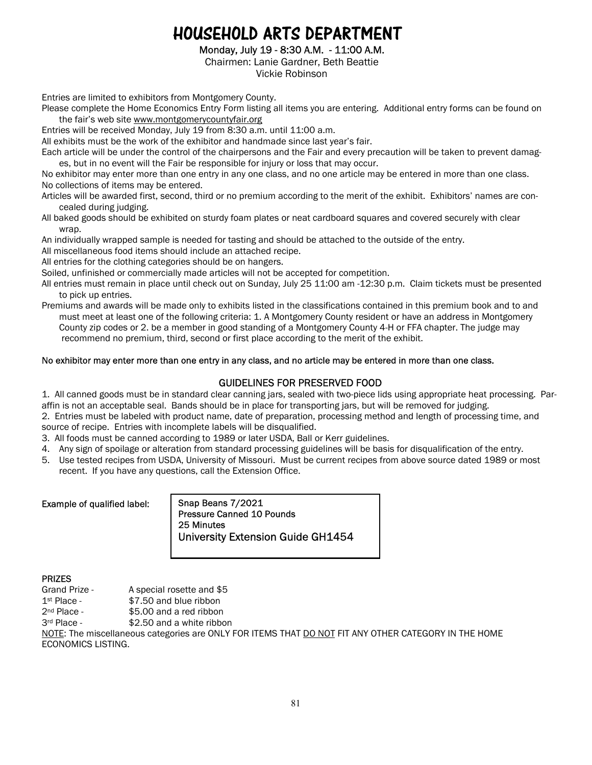# HOUSEHOLD ARTS DEPARTMENT

**Monday, July 19 - 8:30 A.M. - 11:00 A.M.**
Chairmen: Lanie Gardner, Beth Beattie
Vickie Robinson

Entries are limited to exhibitors from Montgomery County.

Please complete the Home Economics Entry Form listing all items you are entering. Additional entry forms can be found on the fair's web site www.montgomerycountyfair.org

Entries will be received Monday, July 19 from 8:30 a.m. until 11:00 a.m.

All exhibits must be the work of the exhibitor and handmade since last year's fair.

Each article will be under the control of the chairpersons and the Fair and every precaution will be taken to prevent damages, but in no event will the Fair be responsible for injury or loss that may occur.

No exhibitor may enter more than one entry in any one class, and no one article may be entered in more than one class.

No collections of items may be entered.

Articles will be awarded first, second, third or no premium according to the merit of the exhibit. Exhibitors' names are concealed during judging.

All baked goods should be exhibited on sturdy foam plates or neat cardboard squares and covered securely with clear wrap.

An individually wrapped sample is needed for tasting and should be attached to the outside of the entry.

All miscellaneous food items should include an attached recipe.

All entries for the clothing categories should be on hangers.

Soiled, unfinished or commercially made articles will not be accepted for competition.

All entries must remain in place until check out on Sunday, July 25 11:00 am -12:30 p.m. Claim tickets must be presented to pick up entries.

Premiums and awards will be made only to exhibits listed in the classifications contained in this premium book and to and must meet at least one of the following criteria: 1. A Montgomery County resident or have an address in Montgomery County zip codes or 2. be a member in good standing of a Montgomery County 4-H or FFA chapter. The judge may recommend no premium, third, second or first place according to the merit of the exhibit.

**No exhibitor may enter more than one entry in any class, and no article may be entered in more than one class.**

## GUIDELINES FOR PRESERVED FOOD

1. All canned goods must be in standard clear canning jars, sealed with two-piece lids using appropriate heat processing. Paraffin is not an acceptable seal. Bands should be in place for transporting jars, but will be removed for judging.
2. Entries must be labeled with product name, date of preparation, processing method and length of processing time, and source of recipe. Entries with incomplete labels will be disqualified.
3. All foods must be canned according to 1989 or later USDA, Ball or Kerr guidelines.
4. Any sign of spoilage or alteration from standard processing guidelines will be basis for disqualification of the entry.
5. Use tested recipes from USDA, University of Missouri. Must be current recipes from above source dated 1989 or most recent. If you have any questions, call the Extension Office.

**Example of qualified label:**

> Snap Beans 7/2021
> Pressure Canned 10 Pounds
> 25 Minutes
> University Extension Guide GH1454

**PRIZES**

| | |
|---|---|
| Grand Prize - | A special rosette and $5 |
| 1st Place - | $7.50 and blue ribbon |
| 2nd Place - | $5.00 and a red ribbon |
| 3rd Place - | $2.50 and a white ribbon |

NOTE: The miscellaneous categories are ONLY FOR ITEMS THAT DO NOT FIT ANY OTHER CATEGORY IN THE HOME ECONOMICS LISTING.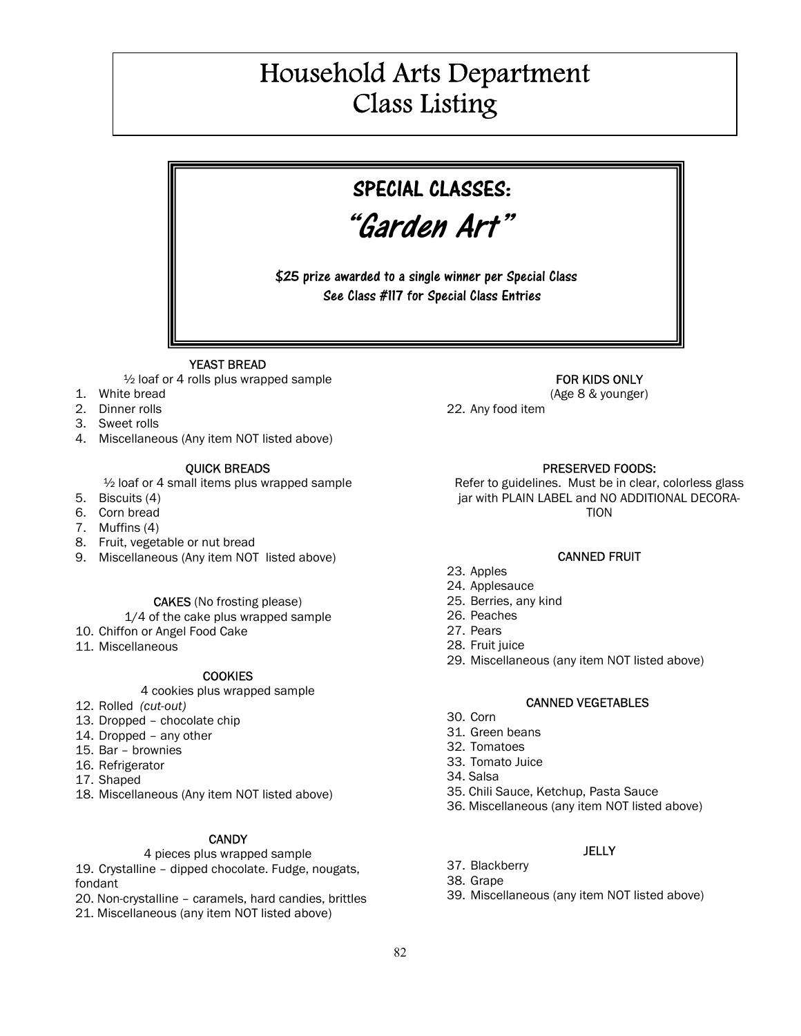# Household Arts Department
# Class Listing

## SPECIAL CLASSES:
## "Garden Art"

**$25 prize awarded to a single winner per Special Class**
**See Class #117 for Special Class Entries**

### YEAST BREAD

½ loaf or 4 rolls plus wrapped sample

1. White bread
2. Dinner rolls
3. Sweet rolls
4. Miscellaneous (Any item NOT listed above)

### QUICK BREADS

½ loaf or 4 small items plus wrapped sample

5. Biscuits (4)
6. Corn bread
7. Muffins (4)
8. Fruit, vegetable or nut bread
9. Miscellaneous (Any item NOT listed above)

### CAKES (No frosting please)

1/4 of the cake plus wrapped sample

10. Chiffon or Angel Food Cake
11. Miscellaneous

### COOKIES

4 cookies plus wrapped sample

12. Rolled *(cut-out)*
13. Dropped – chocolate chip
14. Dropped – any other
15. Bar – brownies
16. Refrigerator
17. Shaped
18. Miscellaneous (Any item NOT listed above)

### CANDY

4 pieces plus wrapped sample

19. Crystalline – dipped chocolate. Fudge, nougats, fondant
20. Non-crystalline – caramels, hard candies, brittles
21. Miscellaneous (any item NOT listed above)

### FOR KIDS ONLY

(Age 8 & younger)

22. Any food item

### PRESERVED FOODS:

Refer to guidelines. Must be in clear, colorless glass jar with PLAIN LABEL and NO ADDITIONAL DECORATION

### CANNED FRUIT

23. Apples
24. Applesauce
25. Berries, any kind
26. Peaches
27. Pears
28. Fruit juice
29. Miscellaneous (any item NOT listed above)

### CANNED VEGETABLES

30. Corn
31. Green beans
32. Tomatoes
33. Tomato Juice
34. Salsa
35. Chili Sauce, Ketchup, Pasta Sauce
36. Miscellaneous (any item NOT listed above)

### JELLY

37. Blackberry
38. Grape
39. Miscellaneous (any item NOT listed above)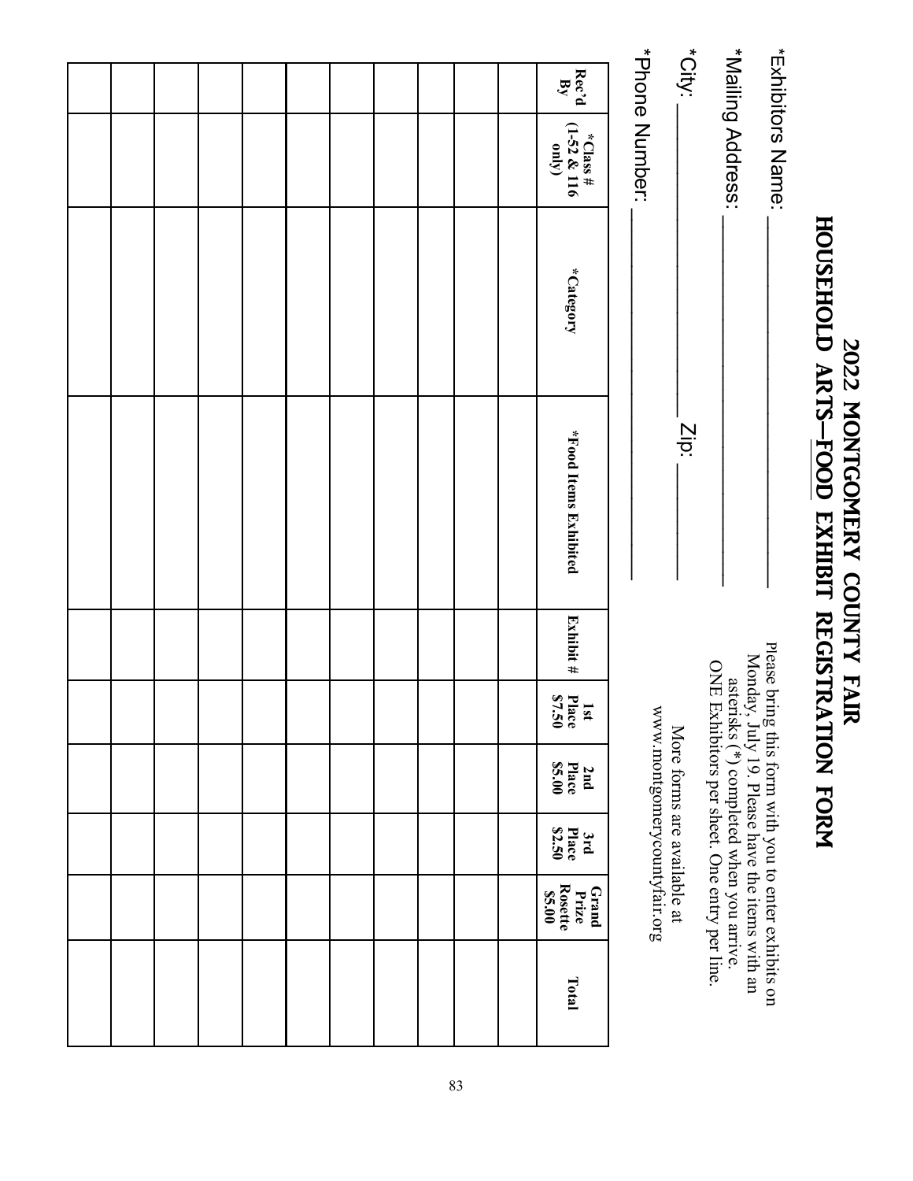# 2022 MONTGOMERY COUNTY FAIR

## HOUSEHOLD ARTS—FOOD EXHIBIT REGISTRATION FORM

*Exhibitors Name: ____________________________

*Mailing Address: ____________________________

*City: ____________________ Zip: ____________

*Phone Number: ______________________________

Please bring this form with you to enter exhibits on Monday, July 19. Please have the items with an asterisks (*) completed when you arrive. ONE Exhibitors per sheet. One entry per line.

More forms are available at www.montgomerycountyfair.org

| Rec'd By | *Class # (1-52 & 116 only) | *Category | *Food Items Exhibited | Exhibit # | 1st Place $7.50 | 2nd Place $5.00 | 3rd Place $2.50 | Grand Prize Rosette $5.00 | Total |
|---|---|---|---|---|---|---|---|---|---|
| | | | | | | | | | |
| | | | | | | | | | |
| | | | | | | | | | |
| | | | | | | | | | |
| | | | | | | | | | |
| | | | | | | | | | |
| | | | | | | | | | |
| | | | | | | | | | |
| | | | | | | | | | |
| | | | | | | | | | |
| | | | | | | | | | |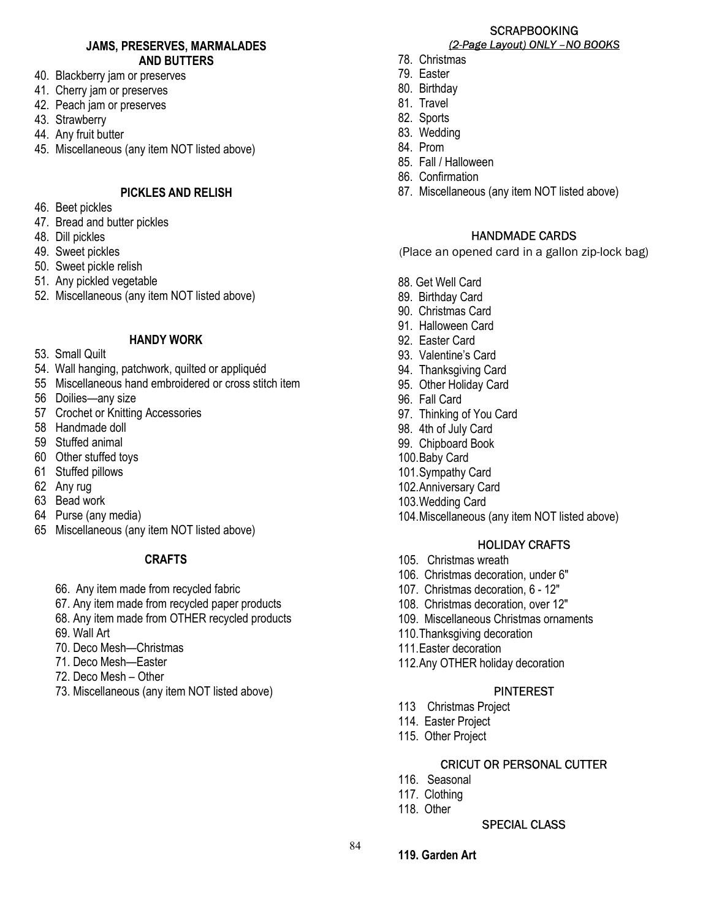## JAMS, PRESERVES, MARMALADES AND BUTTERS

40. Blackberry jam or preserves
41. Cherry jam or preserves
42. Peach jam or preserves
43. Strawberry
44. Any fruit butter
45. Miscellaneous (any item NOT listed above)

## PICKLES AND RELISH

46. Beet pickles
47. Bread and butter pickles
48. Dill pickles
49. Sweet pickles
50. Sweet pickle relish
51. Any pickled vegetable
52. Miscellaneous (any item NOT listed above)

## HANDY WORK

53. Small Quilt
54. Wall hanging, patchwork, quilted or appliquéd
55. Miscellaneous hand embroidered or cross stitch item
56. Doilies—any size
57. Crochet or Knitting Accessories
58. Handmade doll
59. Stuffed animal
60. Other stuffed toys
61. Stuffed pillows
62. Any rug
63. Bead work
64. Purse (any media)
65. Miscellaneous (any item NOT listed above)

## CRAFTS

66. Any item made from recycled fabric
67. Any item made from recycled paper products
68. Any item made from OTHER recycled products
69. Wall Art
70. Deco Mesh—Christmas
71. Deco Mesh—Easter
72. Deco Mesh – Other
73. Miscellaneous (any item NOT listed above)

## SCRAPBOOKING

*(2-Page Layout) ONLY –NO BOOKS*

78. Christmas
79. Easter
80. Birthday
81. Travel
82. Sports
83. Wedding
84. Prom
85. Fall / Halloween
86. Confirmation
87. Miscellaneous (any item NOT listed above)

## HANDMADE CARDS

(Place an opened card in a gallon zip-lock bag)

88. Get Well Card
89. Birthday Card
90. Christmas Card
91. Halloween Card
92. Easter Card
93. Valentine's Card
94. Thanksgiving Card
95. Other Holiday Card
96. Fall Card
97. Thinking of You Card
98. 4th of July Card
99. Chipboard Book
100. Baby Card
101. Sympathy Card
102. Anniversary Card
103. Wedding Card
104. Miscellaneous (any item NOT listed above)

## HOLIDAY CRAFTS

105. Christmas wreath
106. Christmas decoration, under 6"
107. Christmas decoration, 6 - 12"
108. Christmas decoration, over 12"
109. Miscellaneous Christmas ornaments
110. Thanksgiving decoration
111. Easter decoration
112. Any OTHER holiday decoration

## PINTEREST

113. Christmas Project
114. Easter Project
115. Other Project

## CRICUT OR PERSONAL CUTTER

116. Seasonal
117. Clothing
118. Other

## SPECIAL CLASS

**119. Garden Art**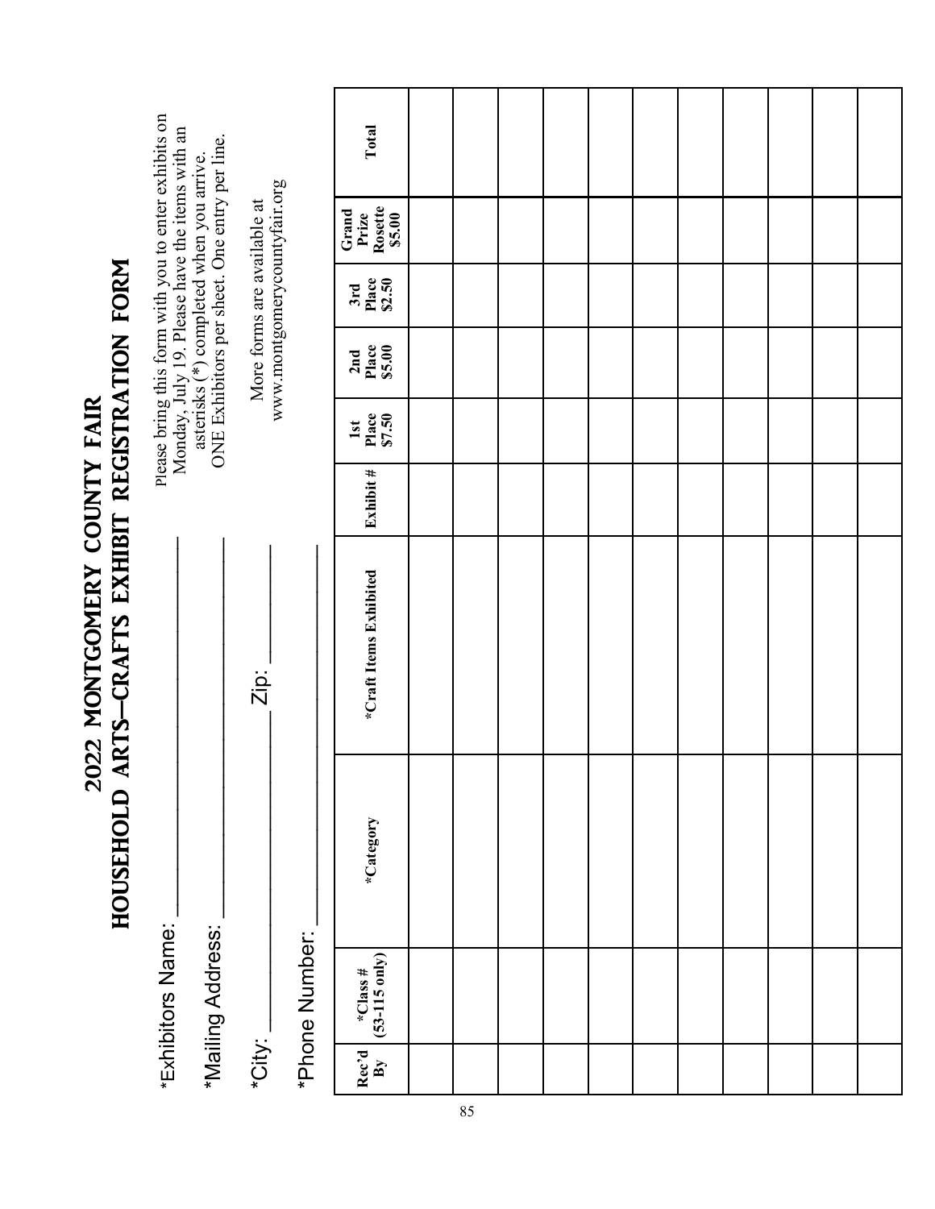# 2022 MONTGOMERY COUNTY FAIR
## HOUSEHOLD ARTS—CRAFTS EXHIBIT REGISTRATION FORM

*Exhibitors Name: ____________________

*Mailing Address: ____________________

*City: ____________________ Zip: __________

*Phone Number: ____________________

Please bring this form with you to enter exhibits on Monday, July 19. Please have the items with an asterisks (*) completed when you arrive. ONE Exhibitors per sheet. One entry per line.

More forms are available at www.montgomerycountyfair.org

| Rec'd By | *Class # (53-115 only) | *Category | *Craft Items Exhibited | Exhibit # | 1st Place $7.50 | 2nd Place $5.00 | 3rd Place $2.50 | Grand Prize Rosette $5.00 | Total |
|---|---|---|---|---|---|---|---|---|---|
| | | | | | | | | | |
| | | | | | | | | | |
| | | | | | | | | | |
| | | | | | | | | | |
| | | | | | | | | | |
| | | | | | | | | | |
| | | | | | | | | | |
| | | | | | | | | | |
| | | | | | | | | | |
| | | | | | | | | | |
| | | | | | | | | | |